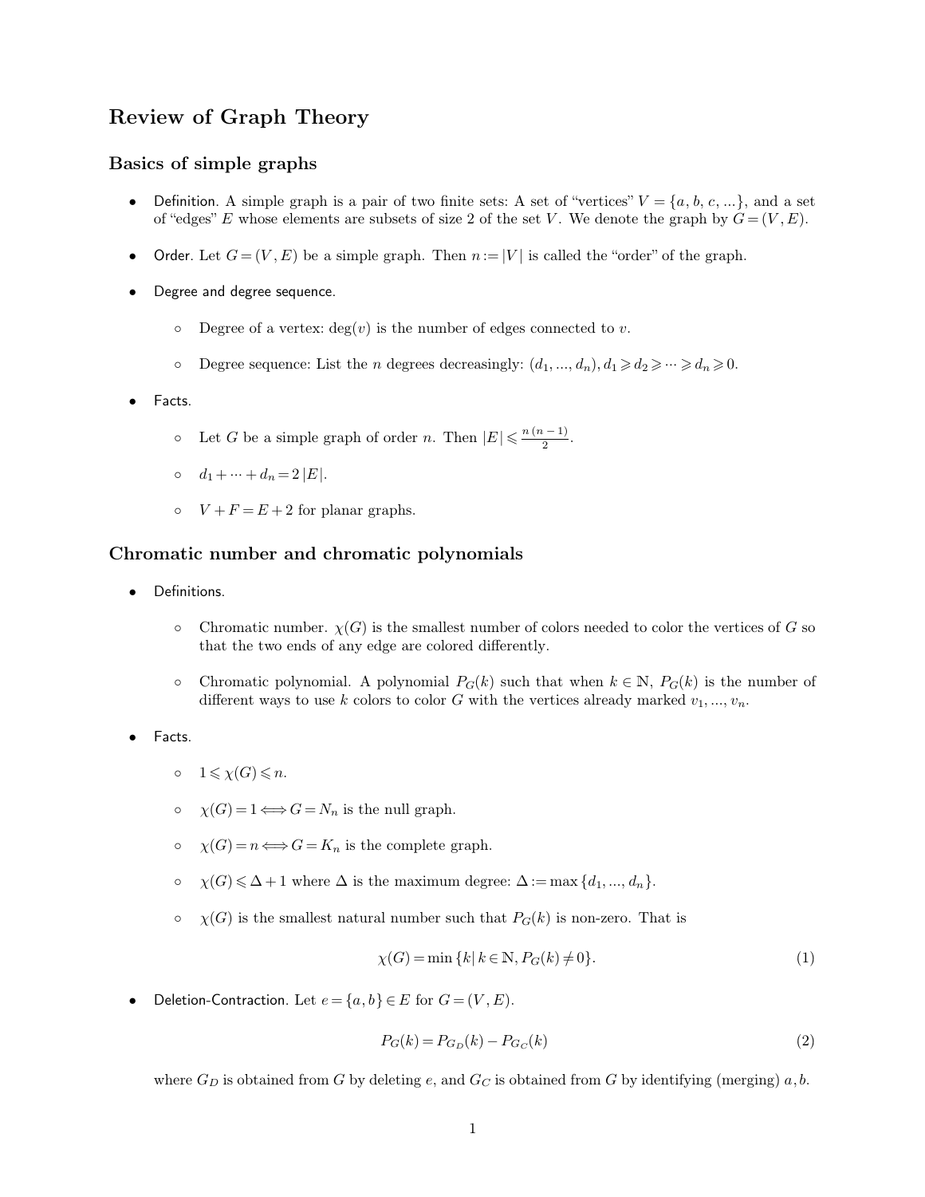# Review of Graph Theory

## Basics of simple graphs

- Definition. A simple graph is a pair of two finite sets: A set of "vertices" $V = \{a, b, c, ...\}$, and a set of "edges" $E$ whose elements are subsets of size 2 of the set $V$. We denote the graph by $G = (V, E)$.

- Order. Let $G = (V, E)$ be a simple graph. Then $n := |V|$ is called the "order" of the graph.

- Degree and degree sequence.

  - Degree of a vertex: $\deg(v)$ is the number of edges connected to $v$.

  - Degree sequence: List the $n$ degrees decreasingly: $(d_1, ..., d_n), d_1 \geqslant d_2 \geqslant \cdots \geqslant d_n \geqslant 0$.

- Facts.

  - Let $G$ be a simple graph of order $n$. Then $|E| \leqslant \frac{n\,(n-1)}{2}$.

  - $d_1 + \cdots + d_n = 2\,|E|$.

  - $V + F = E + 2$ for planar graphs.

## Chromatic number and chromatic polynomials

- Definitions.

  - Chromatic number. $\chi(G)$ is the smallest number of colors needed to color the vertices of $G$ so that the two ends of any edge are colored differently.

  - Chromatic polynomial. A polynomial $P_G(k)$ such that when $k \in \mathbb{N}$, $P_G(k)$ is the number of different ways to use $k$ colors to color $G$ with the vertices already marked $v_1, ..., v_n$.

- Facts.

  - $1 \leqslant \chi(G) \leqslant n$.

  - $\chi(G) = 1 \Longleftrightarrow G = N_n$ is the null graph.

  - $\chi(G) = n \Longleftrightarrow G = K_n$ is the complete graph.

  - $\chi(G) \leqslant \Delta + 1$ where $\Delta$ is the maximum degree: $\Delta := \max\{d_1, ..., d_n\}$.

  - $\chi(G)$ is the smallest natural number such that $P_G(k)$ is non-zero. That is

$$\chi(G) = \min\{k \mid k \in \mathbb{N}, P_G(k) \neq 0\}. \tag{1}$$

- Deletion-Contraction. Let $e = \{a, b\} \in E$ for $G = (V, E)$.

$$P_G(k) = P_{G_D}(k) - P_{G_C}(k) \tag{2}$$

  where $G_D$ is obtained from $G$ by deleting $e$, and $G_C$ is obtained from $G$ by identifying (merging) $a, b$.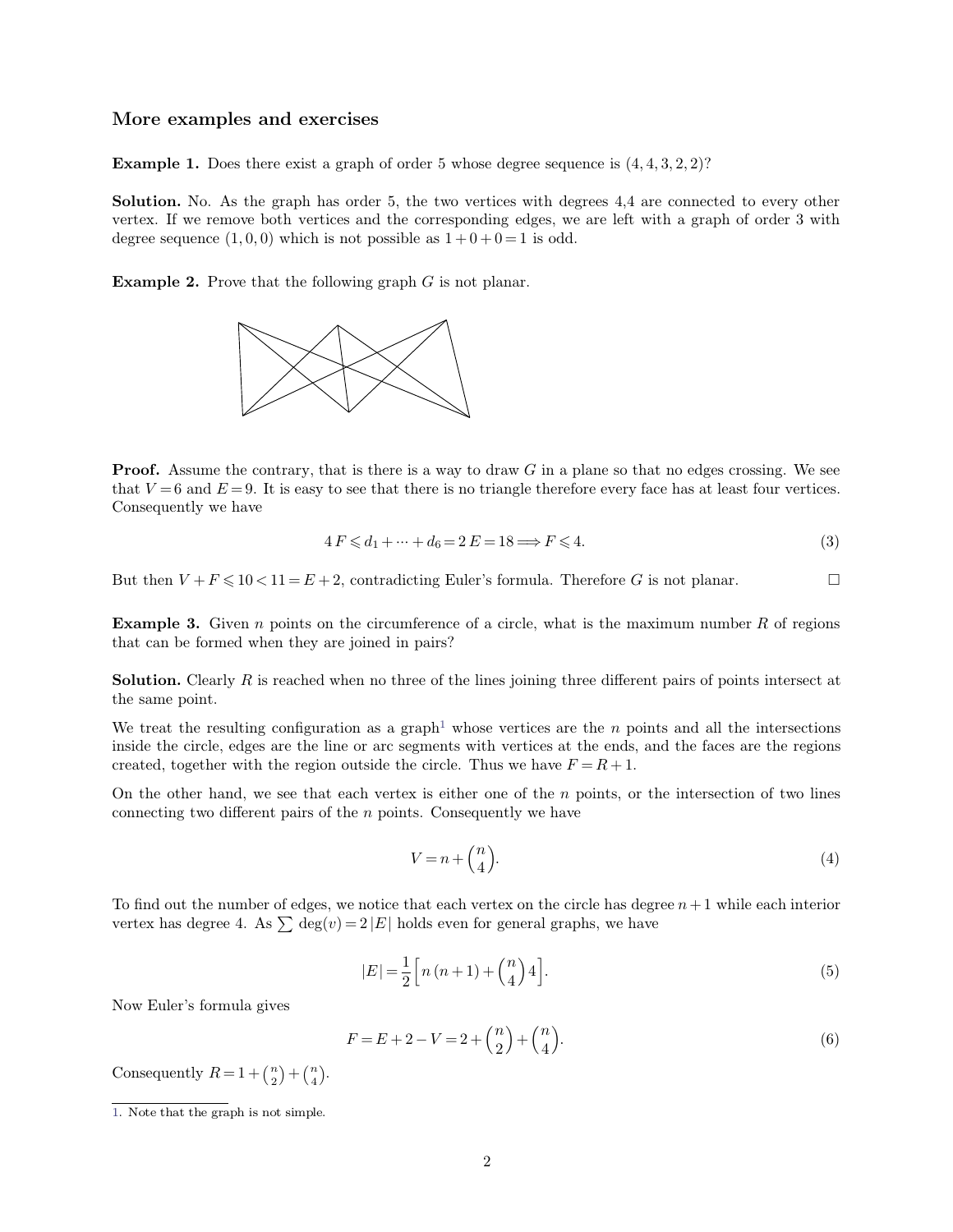## More examples and exercises

**Example 1.** Does there exist a graph of order 5 whose degree sequence is $(4, 4, 3, 2, 2)$?

**Solution.** No. As the graph has order 5, the two vertices with degrees 4,4 are connected to every other vertex. If we remove both vertices and the corresponding edges, we are left with a graph of order 3 with degree sequence $(1, 0, 0)$ which is not possible as $1 + 0 + 0 = 1$ is odd.

**Example 2.** Prove that the following graph $G$ is not planar.

**Proof.** Assume the contrary, that is there is a way to draw $G$ in a plane so that no edges crossing. We see that $V = 6$ and $E = 9$. It is easy to see that there is no triangle therefore every face has at least four vertices. Consequently we have

$$4\,F \leqslant d_1 + \cdots + d_6 = 2\,E = 18 \Longrightarrow F \leqslant 4. \tag{3}$$

But then $V + F \leqslant 10 < 11 = E + 2$, contradicting Euler's formula. Therefore $G$ is not planar. □

**Example 3.** Given $n$ points on the circumference of a circle, what is the maximum number $R$ of regions that can be formed when they are joined in pairs?

**Solution.** Clearly $R$ is reached when no three of the lines joining three different pairs of points intersect at the same point.

We treat the resulting configuration as a graph[1] whose vertices are the $n$ points and all the intersections inside the circle, edges are the line or arc segments with vertices at the ends, and the faces are the regions created, together with the region outside the circle. Thus we have $F = R + 1$.

On the other hand, we see that each vertex is either one of the $n$ points, or the intersection of two lines connecting two different pairs of the $n$ points. Consequently we have

$$V = n + \binom{n}{4}. \tag{4}$$

To find out the number of edges, we notice that each vertex on the circle has degree $n + 1$ while each interior vertex has degree 4. As $\sum \deg(v) = 2\,|E|$ holds even for general graphs, we have

$$|E| = \frac{1}{2}\left[n\,(n+1) + \binom{n}{4}4\right]. \tag{5}$$

Now Euler's formula gives

$$F = E + 2 - V = 2 + \binom{n}{2} + \binom{n}{4}. \tag{6}$$

Consequently $R = 1 + \binom{n}{2} + \binom{n}{4}$.

1. Note that the graph is not simple.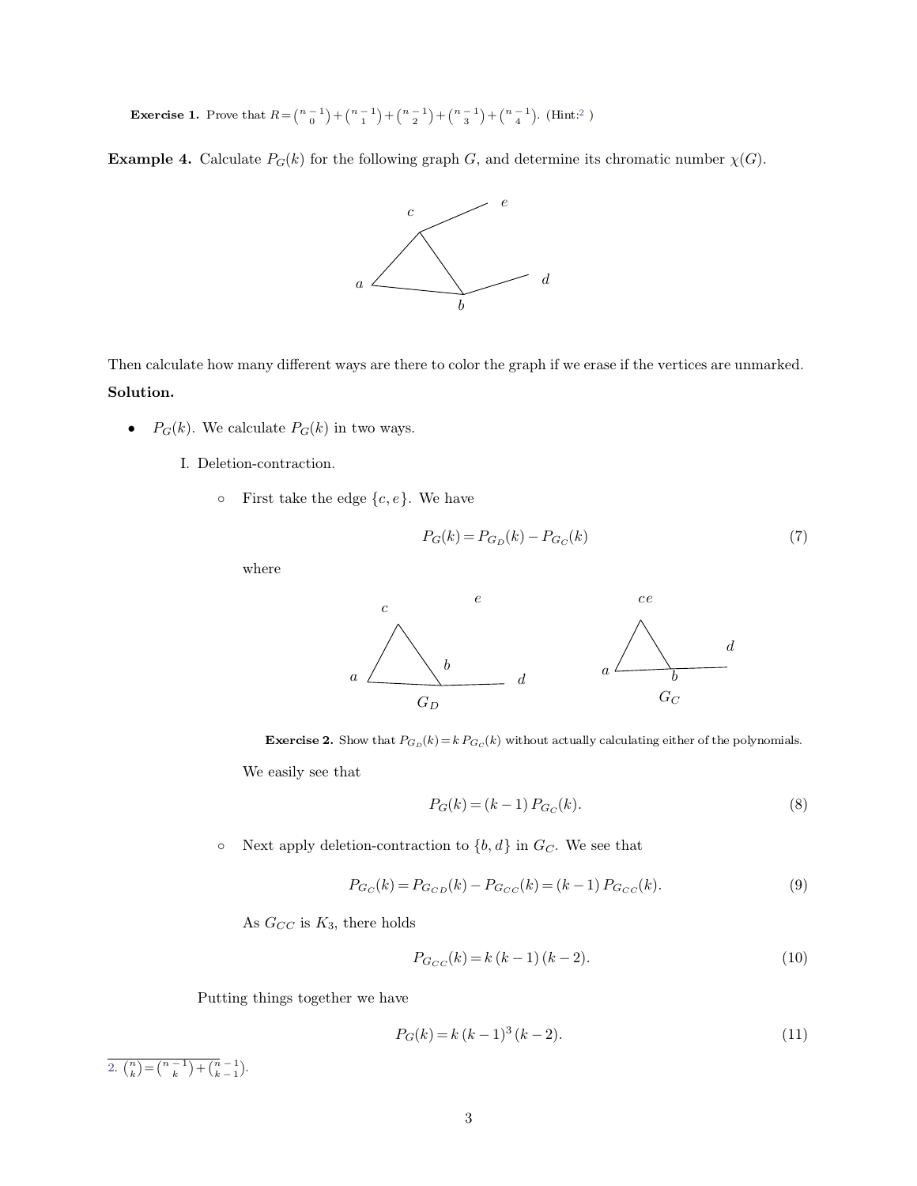**Exercise 1.** Prove that $R = \binom{n-1}{0} + \binom{n-1}{1} + \binom{n-1}{2} + \binom{n-1}{3} + \binom{n-1}{4}$. (Hint:[2] )

**Example 4.** Calculate $P_G(k)$ for the following graph $G$, and determine its chromatic number $\chi(G)$.

Then calculate how many different ways are there to color the graph if we erase if the vertices are unmarked.

**Solution.**

- $P_G(k)$. We calculate $P_G(k)$ in two ways.

  I. Deletion-contraction.

  - First take the edge $\{c, e\}$. We have

    $$P_G(k) = P_{G_D}(k) - P_{G_C}(k) \tag{7}$$

    where

    **Exercise 2.** Show that $P_{G_D}(k) = k\, P_{G_C}(k)$ without actually calculating either of the polynomials.

    We easily see that

    $$P_G(k) = (k-1)\, P_{G_C}(k). \tag{8}$$

  - Next apply deletion-contraction to $\{b, d\}$ in $G_C$. We see that

    $$P_{G_C}(k) = P_{G_{CD}}(k) - P_{G_{CC}}(k) = (k-1)\, P_{G_{CC}}(k). \tag{9}$$

    As $G_{CC}$ is $K_3$, there holds

    $$P_{G_{CC}}(k) = k\,(k-1)\,(k-2). \tag{10}$$

  Putting things together we have

  $$P_G(k) = k\,(k-1)^3\,(k-2). \tag{11}$$

---

2. $\binom{n}{k} = \binom{n-1}{k} + \binom{n-1}{k-1}$.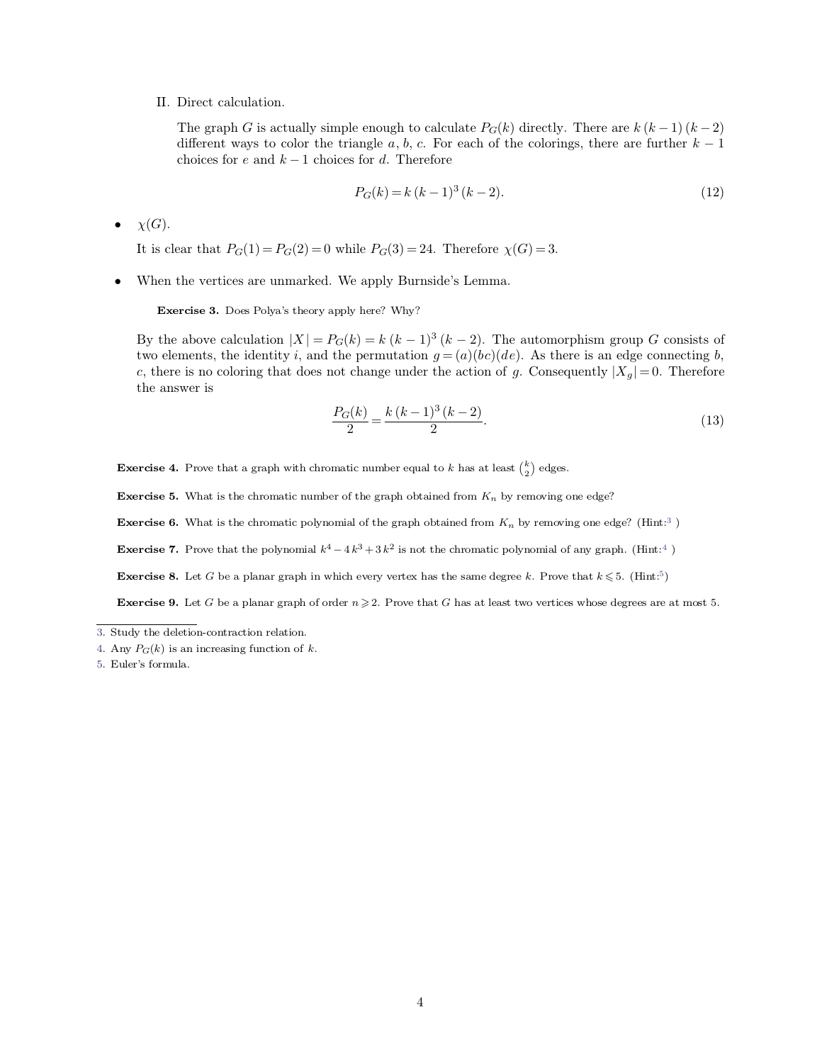II. Direct calculation.

The graph $G$ is actually simple enough to calculate $P_G(k)$ directly. There are $k\,(k-1)\,(k-2)$ different ways to color the triangle $a$, $b$, $c$. For each of the colorings, there are further $k-1$ choices for $e$ and $k-1$ choices for $d$. Therefore

$$P_G(k) = k\,(k-1)^3\,(k-2). \tag{12}$$

- $\chi(G)$.

  It is clear that $P_G(1) = P_G(2) = 0$ while $P_G(3) = 24$. Therefore $\chi(G) = 3$.

- When the vertices are unmarked. We apply Burnside's Lemma.

  **Exercise 3.** Does Polya's theory apply here? Why?

  By the above calculation $|X| = P_G(k) = k\,(k-1)^3\,(k-2)$. The automorphism group $G$ consists of two elements, the identity $i$, and the permutation $g = (a)(bc)(de)$. As there is an edge connecting $b$, $c$, there is no coloring that does not change under the action of $g$. Consequently $|X_g| = 0$. Therefore the answer is

$$\frac{P_G(k)}{2} = \frac{k\,(k-1)^3\,(k-2)}{2}. \tag{13}$$

**Exercise 4.** Prove that a graph with chromatic number equal to $k$ has at least $\binom{k}{2}$ edges.

**Exercise 5.** What is the chromatic number of the graph obtained from $K_n$ by removing one edge?

**Exercise 6.** What is the chromatic polynomial of the graph obtained from $K_n$ by removing one edge? (Hint:[3])

**Exercise 7.** Prove that the polynomial $k^4 - 4\,k^3 + 3\,k^2$ is not the chromatic polynomial of any graph. (Hint:[4])

**Exercise 8.** Let $G$ be a planar graph in which every vertex has the same degree $k$. Prove that $k \leqslant 5$. (Hint:[5])

**Exercise 9.** Let $G$ be a planar graph of order $n \geqslant 2$. Prove that $G$ has at least two vertices whose degrees are at most 5.

---

3. Study the deletion-contraction relation.
4. Any $P_G(k)$ is an increasing function of $k$.
5. Euler's formula.